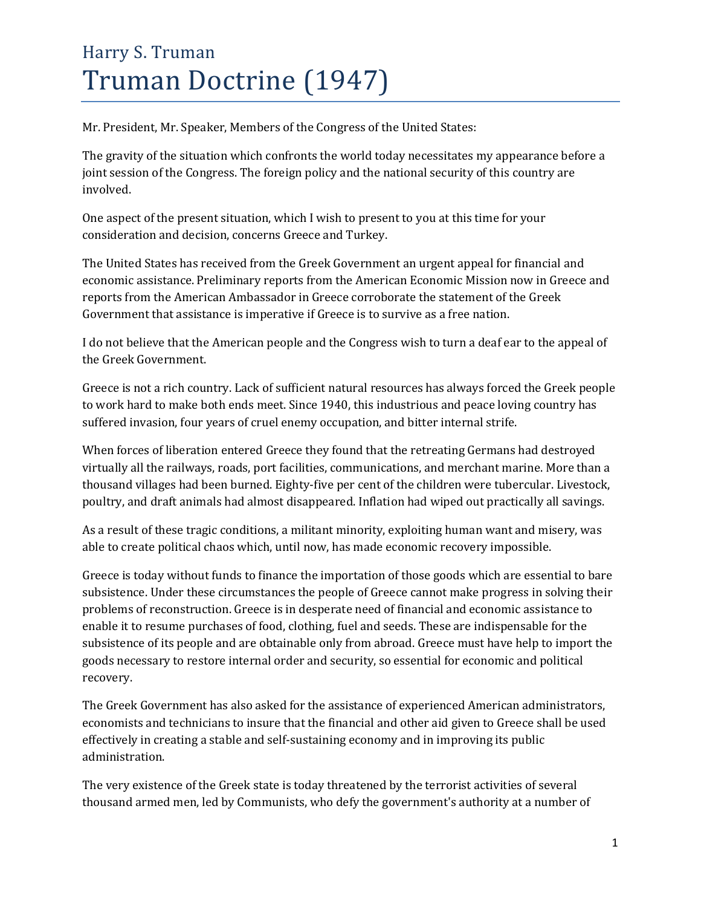Harry S. Truman

# Truman Doctrine (1947)

Mr. President, Mr. Speaker, Members of the Congress of the United States:

The gravity of the situation which confronts the world today necessitates my appearance before a joint session of the Congress. The foreign policy and the national security of this country are involved.

One aspect of the present situation, which I wish to present to you at this time for your consideration and decision, concerns Greece and Turkey.

The United States has received from the Greek Government an urgent appeal for financial and economic assistance. Preliminary reports from the American Economic Mission now in Greece and reports from the American Ambassador in Greece corroborate the statement of the Greek Government that assistance is imperative if Greece is to survive as a free nation.

I do not believe that the American people and the Congress wish to turn a deaf ear to the appeal of the Greek Government.

Greece is not a rich country. Lack of sufficient natural resources has always forced the Greek people to work hard to make both ends meet. Since 1940, this industrious and peace loving country has suffered invasion, four years of cruel enemy occupation, and bitter internal strife.

When forces of liberation entered Greece they found that the retreating Germans had destroyed virtually all the railways, roads, port facilities, communications, and merchant marine. More than a thousand villages had been burned. Eighty-five per cent of the children were tubercular. Livestock, poultry, and draft animals had almost disappeared. Inflation had wiped out practically all savings.

As a result of these tragic conditions, a militant minority, exploiting human want and misery, was able to create political chaos which, until now, has made economic recovery impossible.

Greece is today without funds to finance the importation of those goods which are essential to bare subsistence. Under these circumstances the people of Greece cannot make progress in solving their problems of reconstruction. Greece is in desperate need of financial and economic assistance to enable it to resume purchases of food, clothing, fuel and seeds. These are indispensable for the subsistence of its people and are obtainable only from abroad. Greece must have help to import the goods necessary to restore internal order and security, so essential for economic and political recovery.

The Greek Government has also asked for the assistance of experienced American administrators, economists and technicians to insure that the financial and other aid given to Greece shall be used effectively in creating a stable and self-sustaining economy and in improving its public administration.

The very existence of the Greek state is today threatened by the terrorist activities of several thousand armed men, led by Communists, who defy the government's authority at a number of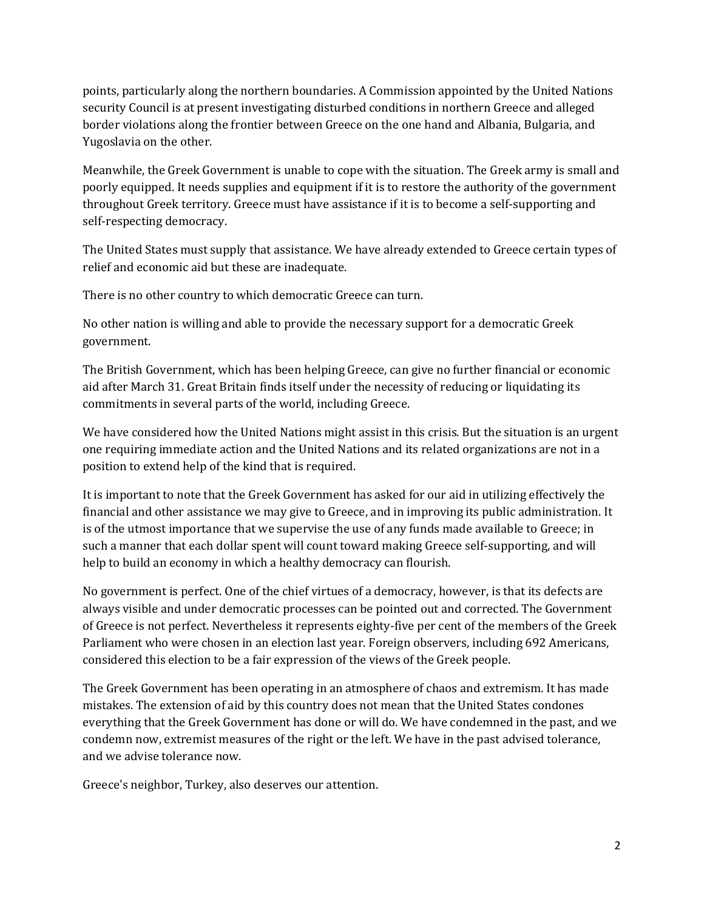points, particularly along the northern boundaries. A Commission appointed by the United Nations security Council is at present investigating disturbed conditions in northern Greece and alleged border violations along the frontier between Greece on the one hand and Albania, Bulgaria, and Yugoslavia on the other.

Meanwhile, the Greek Government is unable to cope with the situation. The Greek army is small and poorly equipped. It needs supplies and equipment if it is to restore the authority of the government throughout Greek territory. Greece must have assistance if it is to become a self-supporting and self-respecting democracy.

The United States must supply that assistance. We have already extended to Greece certain types of relief and economic aid but these are inadequate.

There is no other country to which democratic Greece can turn.

No other nation is willing and able to provide the necessary support for a democratic Greek government.

The British Government, which has been helping Greece, can give no further financial or economic aid after March 31. Great Britain finds itself under the necessity of reducing or liquidating its commitments in several parts of the world, including Greece.

We have considered how the United Nations might assist in this crisis. But the situation is an urgent one requiring immediate action and the United Nations and its related organizations are not in a position to extend help of the kind that is required.

It is important to note that the Greek Government has asked for our aid in utilizing effectively the financial and other assistance we may give to Greece, and in improving its public administration. It is of the utmost importance that we supervise the use of any funds made available to Greece; in such a manner that each dollar spent will count toward making Greece self-supporting, and will help to build an economy in which a healthy democracy can flourish.

No government is perfect. One of the chief virtues of a democracy, however, is that its defects are always visible and under democratic processes can be pointed out and corrected. The Government of Greece is not perfect. Nevertheless it represents eighty-five per cent of the members of the Greek Parliament who were chosen in an election last year. Foreign observers, including 692 Americans, considered this election to be a fair expression of the views of the Greek people.

The Greek Government has been operating in an atmosphere of chaos and extremism. It has made mistakes. The extension of aid by this country does not mean that the United States condones everything that the Greek Government has done or will do. We have condemned in the past, and we condemn now, extremist measures of the right or the left. We have in the past advised tolerance, and we advise tolerance now.

Greece's neighbor, Turkey, also deserves our attention.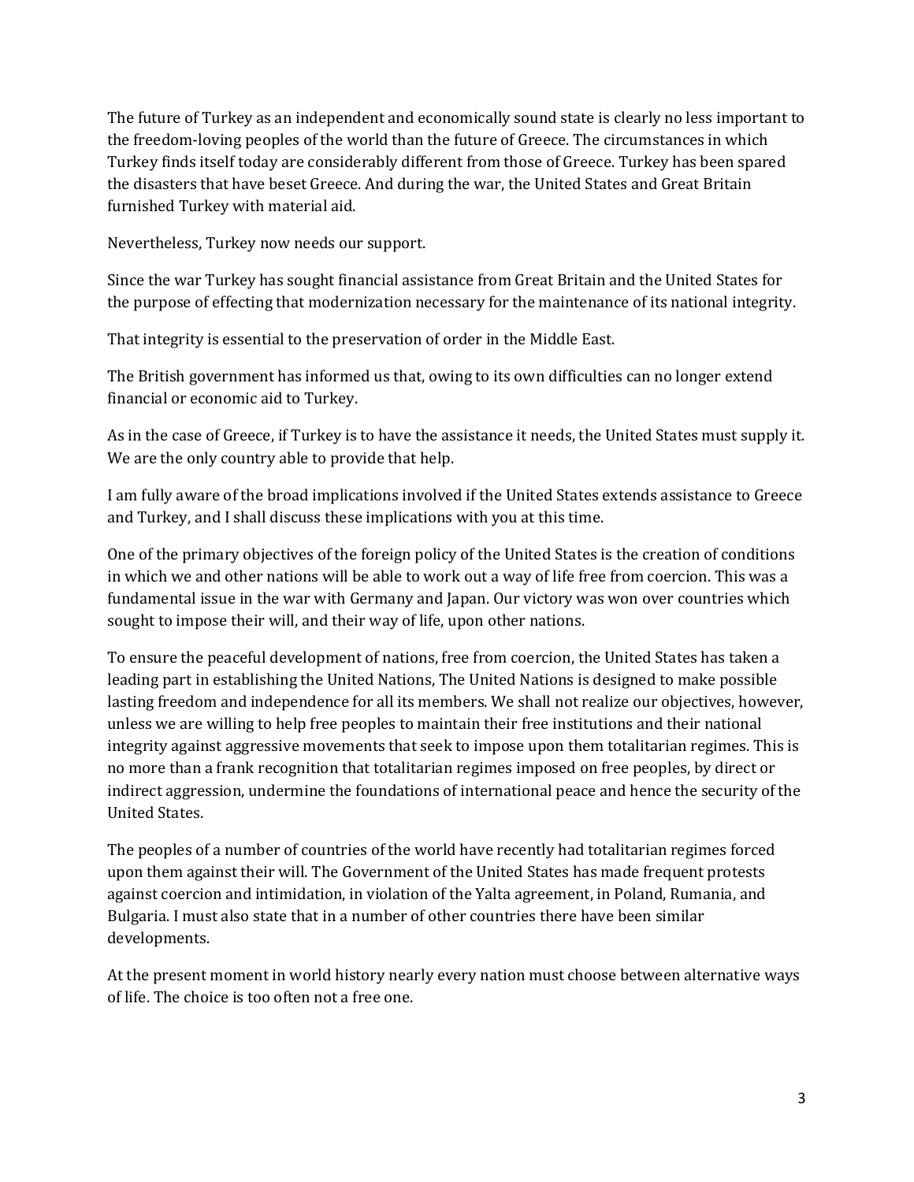The future of Turkey as an independent and economically sound state is clearly no less important to the freedom-loving peoples of the world than the future of Greece. The circumstances in which Turkey finds itself today are considerably different from those of Greece. Turkey has been spared the disasters that have beset Greece. And during the war, the United States and Great Britain furnished Turkey with material aid.

Nevertheless, Turkey now needs our support.

Since the war Turkey has sought financial assistance from Great Britain and the United States for the purpose of effecting that modernization necessary for the maintenance of its national integrity.

That integrity is essential to the preservation of order in the Middle East.

The British government has informed us that, owing to its own difficulties can no longer extend financial or economic aid to Turkey.

As in the case of Greece, if Turkey is to have the assistance it needs, the United States must supply it. We are the only country able to provide that help.

I am fully aware of the broad implications involved if the United States extends assistance to Greece and Turkey, and I shall discuss these implications with you at this time.

One of the primary objectives of the foreign policy of the United States is the creation of conditions in which we and other nations will be able to work out a way of life free from coercion. This was a fundamental issue in the war with Germany and Japan. Our victory was won over countries which sought to impose their will, and their way of life, upon other nations.

To ensure the peaceful development of nations, free from coercion, the United States has taken a leading part in establishing the United Nations, The United Nations is designed to make possible lasting freedom and independence for all its members. We shall not realize our objectives, however, unless we are willing to help free peoples to maintain their free institutions and their national integrity against aggressive movements that seek to impose upon them totalitarian regimes. This is no more than a frank recognition that totalitarian regimes imposed on free peoples, by direct or indirect aggression, undermine the foundations of international peace and hence the security of the United States.

The peoples of a number of countries of the world have recently had totalitarian regimes forced upon them against their will. The Government of the United States has made frequent protests against coercion and intimidation, in violation of the Yalta agreement, in Poland, Rumania, and Bulgaria. I must also state that in a number of other countries there have been similar developments.

At the present moment in world history nearly every nation must choose between alternative ways of life. The choice is too often not a free one.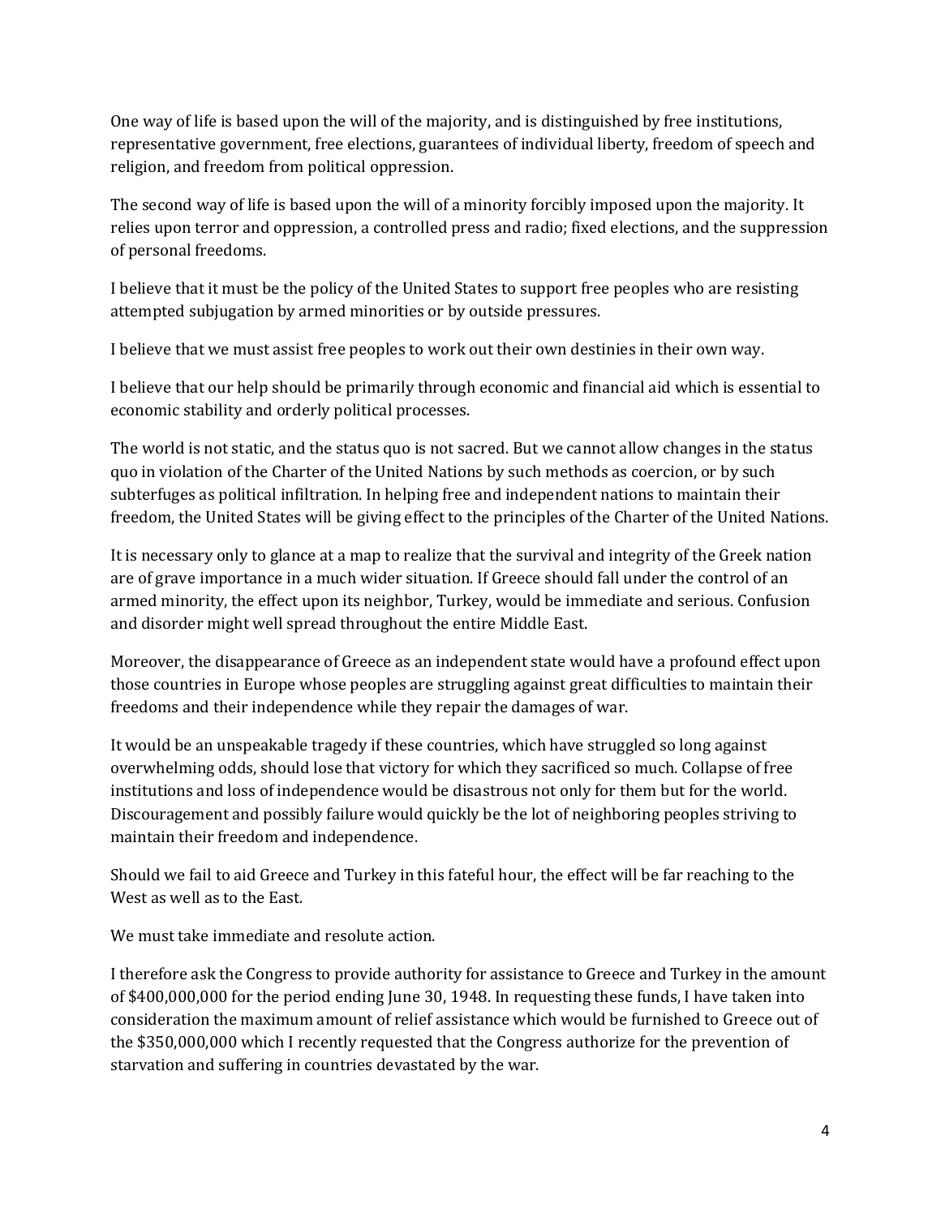One way of life is based upon the will of the majority, and is distinguished by free institutions, representative government, free elections, guarantees of individual liberty, freedom of speech and religion, and freedom from political oppression.

The second way of life is based upon the will of a minority forcibly imposed upon the majority. It relies upon terror and oppression, a controlled press and radio; fixed elections, and the suppression of personal freedoms.

I believe that it must be the policy of the United States to support free peoples who are resisting attempted subjugation by armed minorities or by outside pressures.

I believe that we must assist free peoples to work out their own destinies in their own way.

I believe that our help should be primarily through economic and financial aid which is essential to economic stability and orderly political processes.

The world is not static, and the status quo is not sacred. But we cannot allow changes in the status quo in violation of the Charter of the United Nations by such methods as coercion, or by such subterfuges as political infiltration. In helping free and independent nations to maintain their freedom, the United States will be giving effect to the principles of the Charter of the United Nations.

It is necessary only to glance at a map to realize that the survival and integrity of the Greek nation are of grave importance in a much wider situation. If Greece should fall under the control of an armed minority, the effect upon its neighbor, Turkey, would be immediate and serious. Confusion and disorder might well spread throughout the entire Middle East.

Moreover, the disappearance of Greece as an independent state would have a profound effect upon those countries in Europe whose peoples are struggling against great difficulties to maintain their freedoms and their independence while they repair the damages of war.

It would be an unspeakable tragedy if these countries, which have struggled so long against overwhelming odds, should lose that victory for which they sacrificed so much. Collapse of free institutions and loss of independence would be disastrous not only for them but for the world. Discouragement and possibly failure would quickly be the lot of neighboring peoples striving to maintain their freedom and independence.

Should we fail to aid Greece and Turkey in this fateful hour, the effect will be far reaching to the West as well as to the East.

We must take immediate and resolute action.

I therefore ask the Congress to provide authority for assistance to Greece and Turkey in the amount of $400,000,000 for the period ending June 30, 1948. In requesting these funds, I have taken into consideration the maximum amount of relief assistance which would be furnished to Greece out of the $350,000,000 which I recently requested that the Congress authorize for the prevention of starvation and suffering in countries devastated by the war.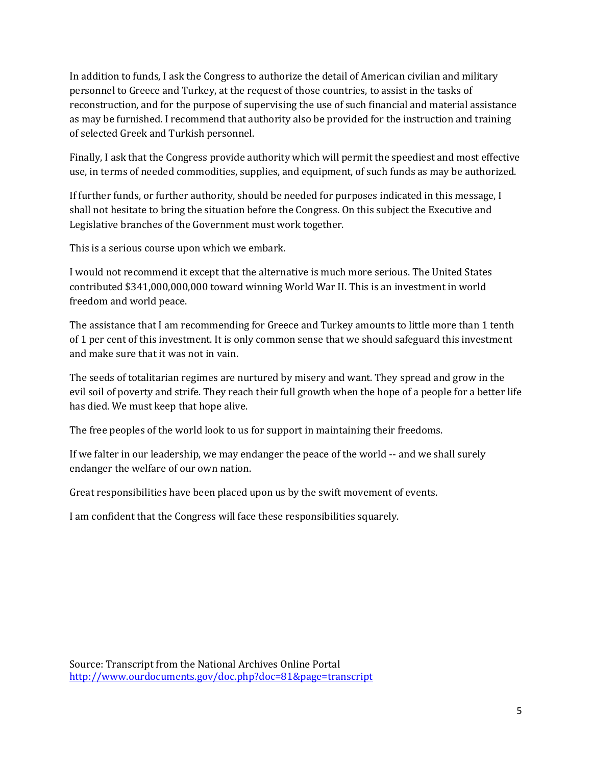In addition to funds, I ask the Congress to authorize the detail of American civilian and military personnel to Greece and Turkey, at the request of those countries, to assist in the tasks of reconstruction, and for the purpose of supervising the use of such financial and material assistance as may be furnished. I recommend that authority also be provided for the instruction and training of selected Greek and Turkish personnel.

Finally, I ask that the Congress provide authority which will permit the speediest and most effective use, in terms of needed commodities, supplies, and equipment, of such funds as may be authorized.

If further funds, or further authority, should be needed for purposes indicated in this message, I shall not hesitate to bring the situation before the Congress. On this subject the Executive and Legislative branches of the Government must work together.

This is a serious course upon which we embark.

I would not recommend it except that the alternative is much more serious. The United States contributed $341,000,000,000 toward winning World War II. This is an investment in world freedom and world peace.

The assistance that I am recommending for Greece and Turkey amounts to little more than 1 tenth of 1 per cent of this investment. It is only common sense that we should safeguard this investment and make sure that it was not in vain.

The seeds of totalitarian regimes are nurtured by misery and want. They spread and grow in the evil soil of poverty and strife. They reach their full growth when the hope of a people for a better life has died. We must keep that hope alive.

The free peoples of the world look to us for support in maintaining their freedoms.

If we falter in our leadership, we may endanger the peace of the world -- and we shall surely endanger the welfare of our own nation.

Great responsibilities have been placed upon us by the swift movement of events.

I am confident that the Congress will face these responsibilities squarely.

Source: Transcript from the National Archives Online Portal
http://www.ourdocuments.gov/doc.php?doc=81&page=transcript